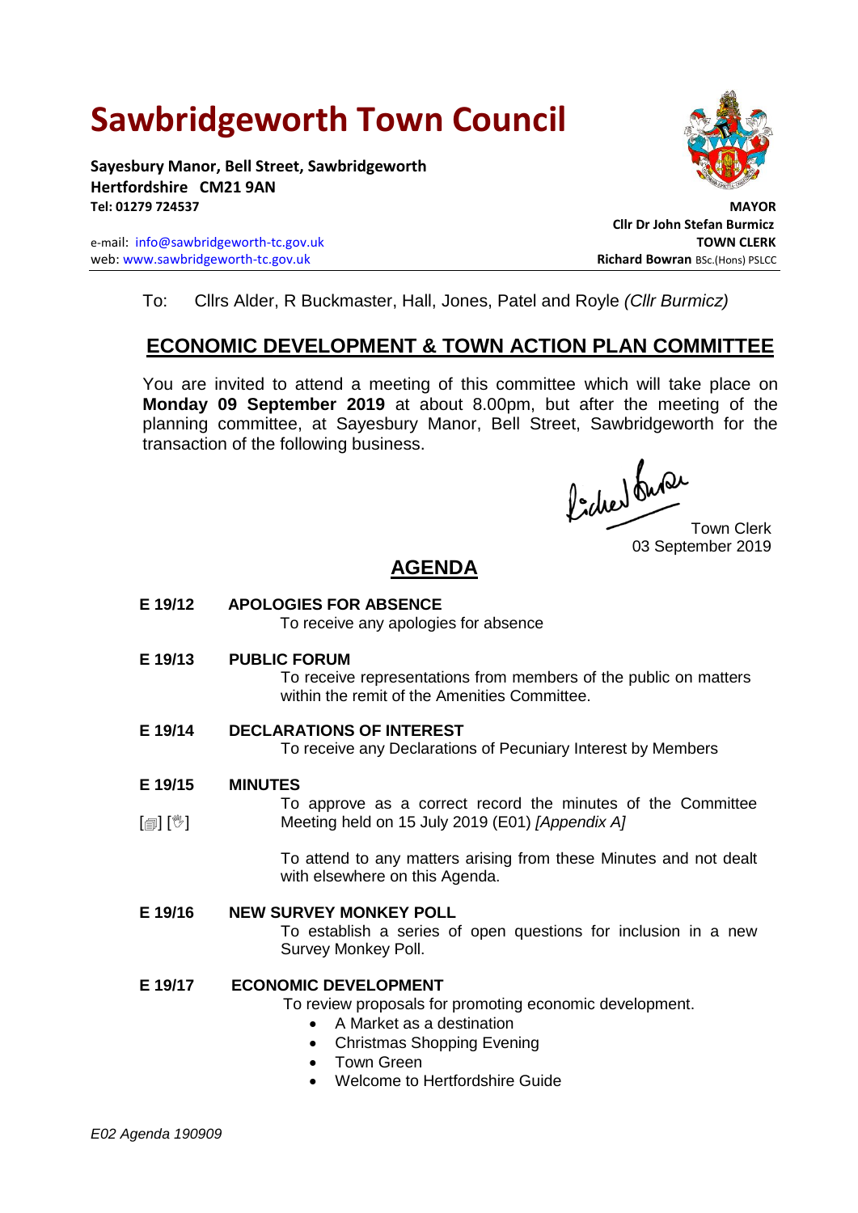# Sawbridgeworth Town Council

**Sayesbury Manor, Bell Street, Sawbridgeworth**
**Hertfordshire CM21 9AN**
**Tel: 01279 724537**

e-mail: info@sawbridgeworth-tc.gov.uk
web: www.sawbridgeworth-tc.gov.uk

**MAYOR**
**Cllr Dr John Stefan Burmicz**
**TOWN CLERK**
**Richard Bowran** BSc.(Hons) PSLCC

To: Cllrs Alder, R Buckmaster, Hall, Jones, Patel and Royle *(Cllr Burmicz)*

## ECONOMIC DEVELOPMENT & TOWN ACTION PLAN COMMITTEE

You are invited to attend a meeting of this committee which will take place on **Monday 09 September 2019** at about 8.00pm, but after the meeting of the planning committee, at Sayesbury Manor, Bell Street, Sawbridgeworth for the transaction of the following business.

Town Clerk
03 September 2019

## AGENDA

**E 19/12 APOLOGIES FOR ABSENCE**

To receive any apologies for absence

**E 19/13 PUBLIC FORUM**

To receive representations from members of the public on matters within the remit of the Amenities Committee.

**E 19/14 DECLARATIONS OF INTEREST**

To receive any Declarations of Pecuniary Interest by Members

**E 19/15 MINUTES**

[🗐] [👋] To approve as a correct record the minutes of the Committee Meeting held on 15 July 2019 (E01) *[Appendix A]*

To attend to any matters arising from these Minutes and not dealt with elsewhere on this Agenda.

**E 19/16 NEW SURVEY MONKEY POLL**

To establish a series of open questions for inclusion in a new Survey Monkey Poll.

**E 19/17 ECONOMIC DEVELOPMENT**

To review proposals for promoting economic development.

- A Market as a destination
- Christmas Shopping Evening
- Town Green
- Welcome to Hertfordshire Guide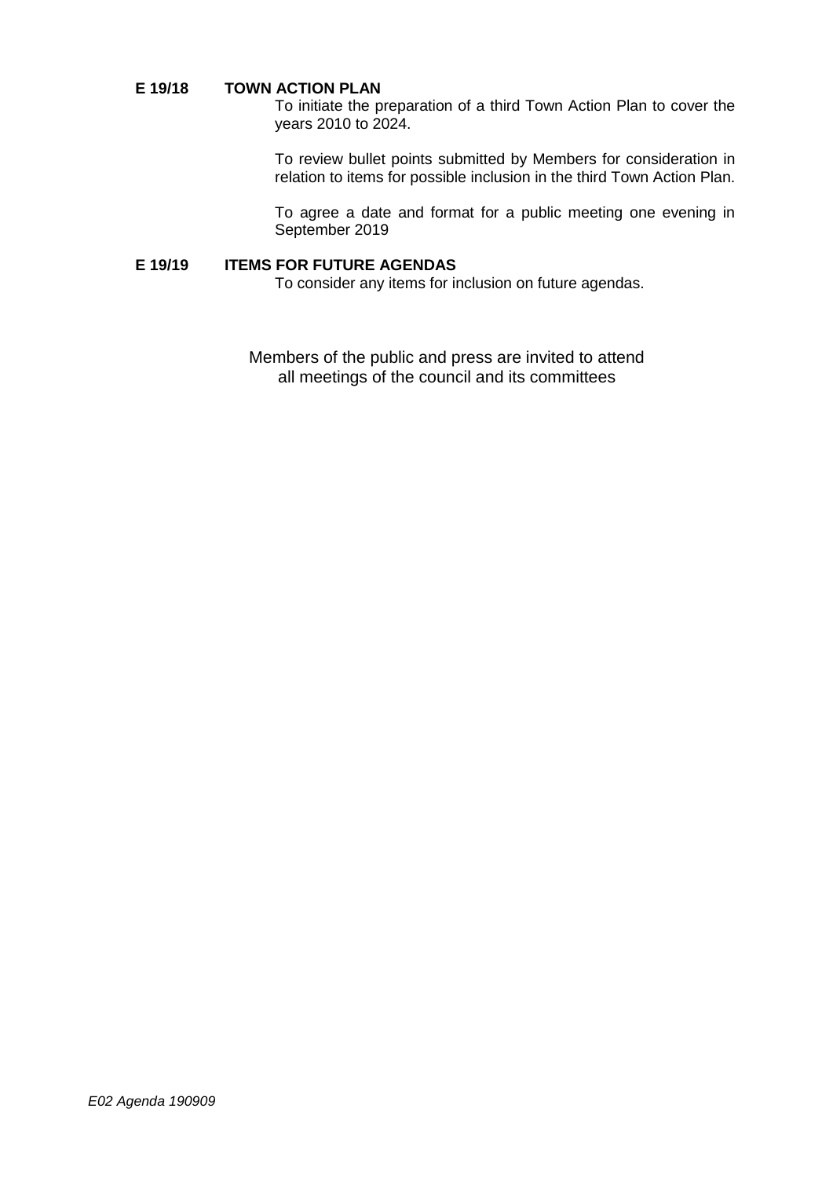**E 19/18 TOWN ACTION PLAN**

To initiate the preparation of a third Town Action Plan to cover the years 2010 to 2024.

To review bullet points submitted by Members for consideration in relation to items for possible inclusion in the third Town Action Plan.

To agree a date and format for a public meeting one evening in September 2019

**E 19/19 ITEMS FOR FUTURE AGENDAS**

To consider any items for inclusion on future agendas.

Members of the public and press are invited to attend all meetings of the council and its committees

*E02 Agenda 190909*